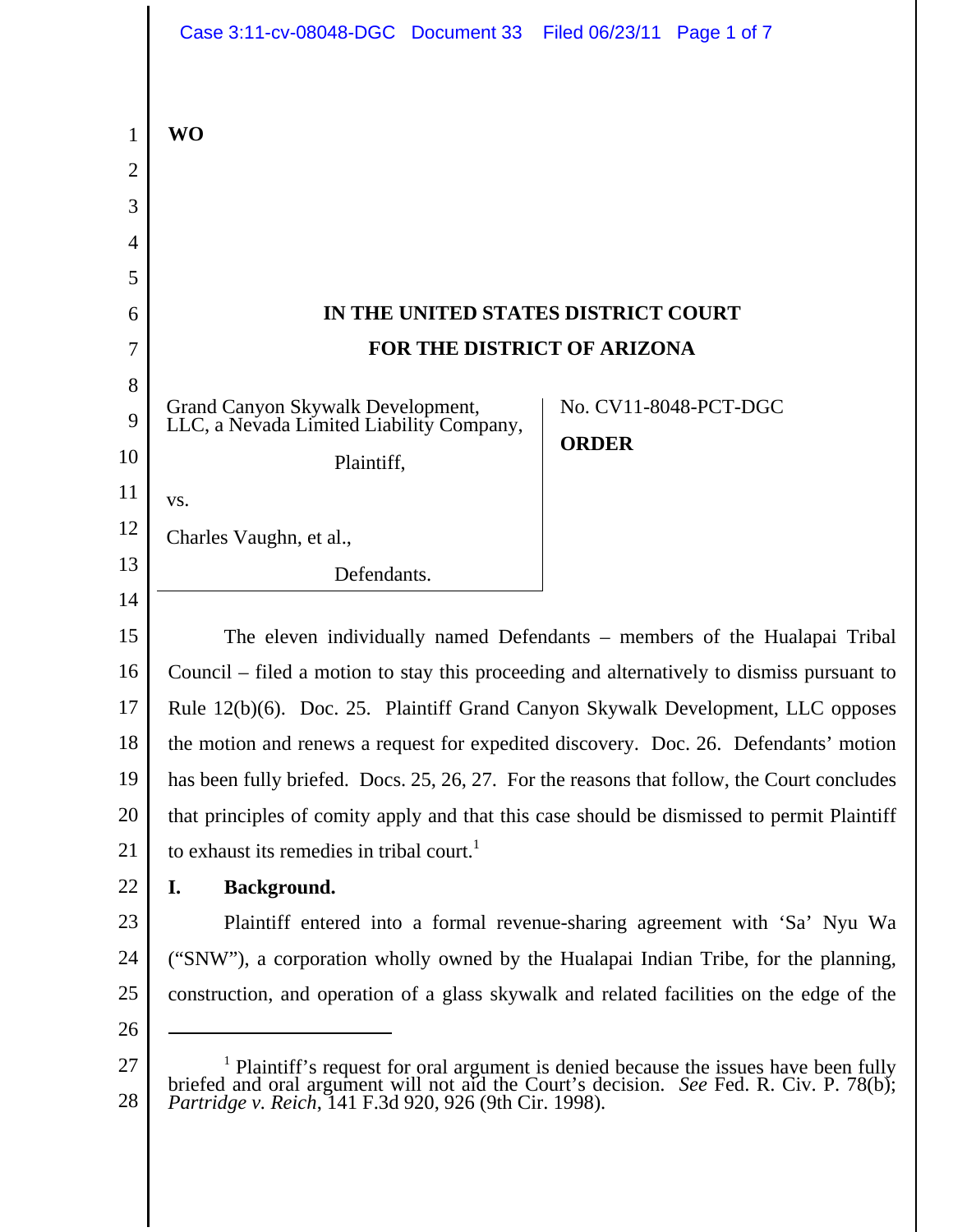**WO**

# IN THE UNITED STATES DISTRICT COURT
# FOR THE DISTRICT OF ARIZONA

Grand Canyon Skywalk Development, LLC, a Nevada Limited Liability Company,

Plaintiff,

vs.

Charles Vaughn, et al.,

Defendants.

No. CV11-8048-PCT-DGC

**ORDER**

The eleven individually named Defendants – members of the Hualapai Tribal Council – filed a motion to stay this proceeding and alternatively to dismiss pursuant to Rule 12(b)(6). Doc. 25. Plaintiff Grand Canyon Skywalk Development, LLC opposes the motion and renews a request for expedited discovery. Doc. 26. Defendants' motion has been fully briefed. Docs. 25, 26, 27. For the reasons that follow, the Court concludes that principles of comity apply and that this case should be dismissed to permit Plaintiff to exhaust its remedies in tribal court.[1]

## I. Background.

Plaintiff entered into a formal revenue-sharing agreement with 'Sa' Nyu Wa ("SNW"), a corporation wholly owned by the Hualapai Indian Tribe, for the planning, construction, and operation of a glass skywalk and related facilities on the edge of the

---

[1] Plaintiff's request for oral argument is denied because the issues have been fully briefed and oral argument will not aid the Court's decision. *See* Fed. R. Civ. P. 78(b); *Partridge v. Reich*, 141 F.3d 920, 926 (9th Cir. 1998).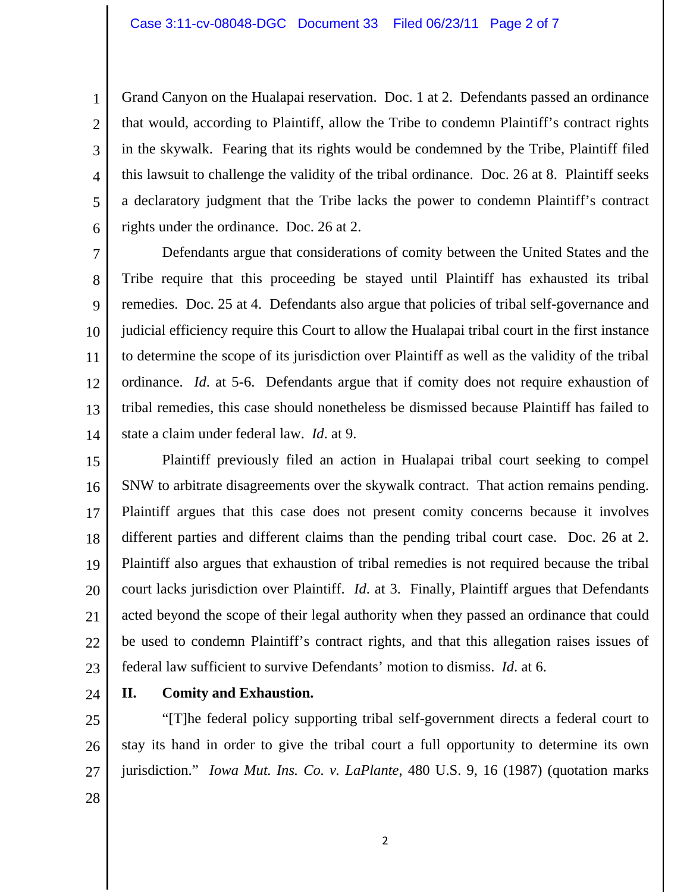Grand Canyon on the Hualapai reservation. Doc. 1 at 2. Defendants passed an ordinance that would, according to Plaintiff, allow the Tribe to condemn Plaintiff's contract rights in the skywalk. Fearing that its rights would be condemned by the Tribe, Plaintiff filed this lawsuit to challenge the validity of the tribal ordinance. Doc. 26 at 8. Plaintiff seeks a declaratory judgment that the Tribe lacks the power to condemn Plaintiff's contract rights under the ordinance. Doc. 26 at 2.

Defendants argue that considerations of comity between the United States and the Tribe require that this proceeding be stayed until Plaintiff has exhausted its tribal remedies. Doc. 25 at 4. Defendants also argue that policies of tribal self-governance and judicial efficiency require this Court to allow the Hualapai tribal court in the first instance to determine the scope of its jurisdiction over Plaintiff as well as the validity of the tribal ordinance. *Id*. at 5-6. Defendants argue that if comity does not require exhaustion of tribal remedies, this case should nonetheless be dismissed because Plaintiff has failed to state a claim under federal law. *Id*. at 9.

Plaintiff previously filed an action in Hualapai tribal court seeking to compel SNW to arbitrate disagreements over the skywalk contract. That action remains pending. Plaintiff argues that this case does not present comity concerns because it involves different parties and different claims than the pending tribal court case. Doc. 26 at 2. Plaintiff also argues that exhaustion of tribal remedies is not required because the tribal court lacks jurisdiction over Plaintiff. *Id*. at 3. Finally, Plaintiff argues that Defendants acted beyond the scope of their legal authority when they passed an ordinance that could be used to condemn Plaintiff's contract rights, and that this allegation raises issues of federal law sufficient to survive Defendants' motion to dismiss. *Id*. at 6.

## II. Comity and Exhaustion.

"[T]he federal policy supporting tribal self-government directs a federal court to stay its hand in order to give the tribal court a full opportunity to determine its own jurisdiction." *Iowa Mut. Ins. Co. v. LaPlante*, 480 U.S. 9, 16 (1987) (quotation marks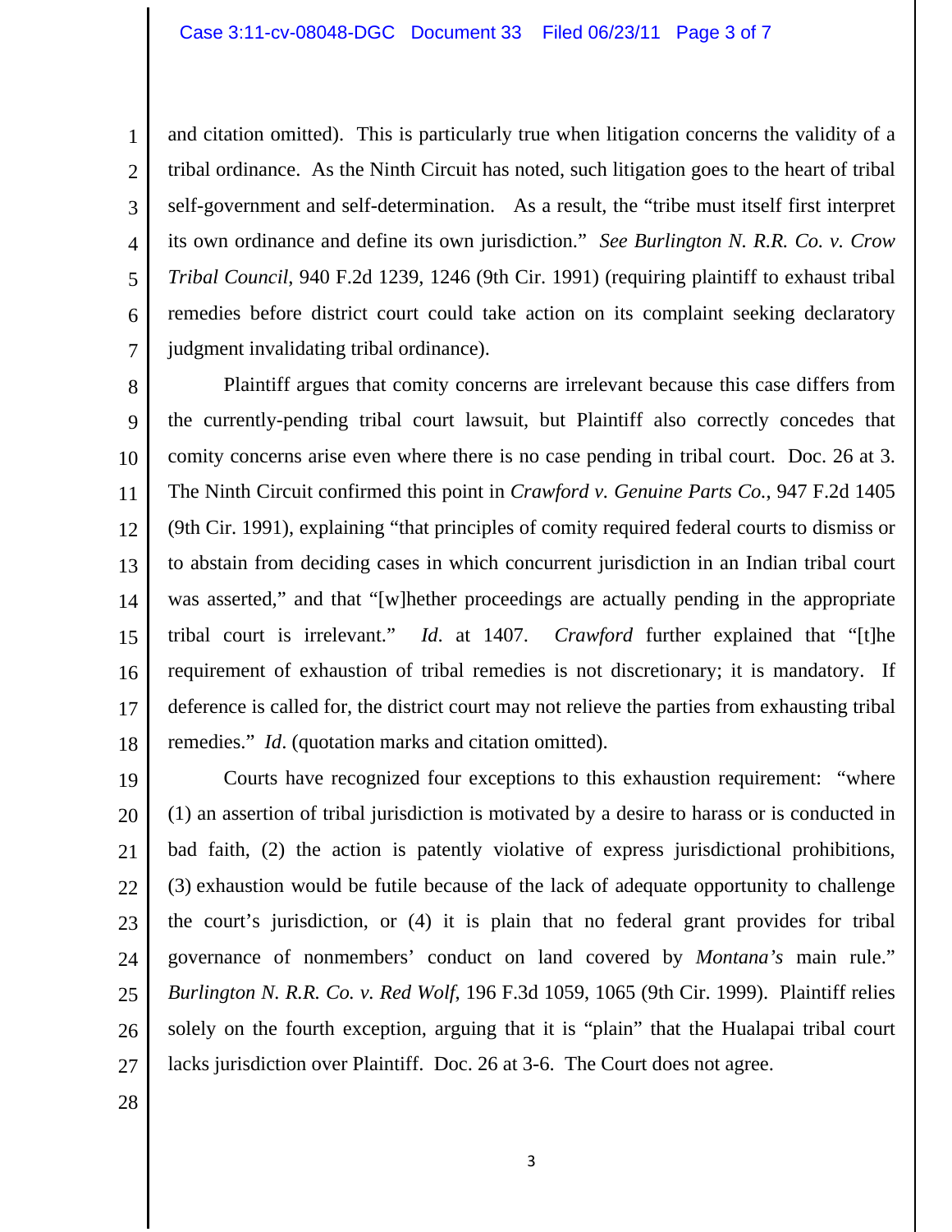and citation omitted). This is particularly true when litigation concerns the validity of a tribal ordinance. As the Ninth Circuit has noted, such litigation goes to the heart of tribal self-government and self-determination. As a result, the "tribe must itself first interpret its own ordinance and define its own jurisdiction." *See Burlington N. R.R. Co. v. Crow Tribal Council*, 940 F.2d 1239, 1246 (9th Cir. 1991) (requiring plaintiff to exhaust tribal remedies before district court could take action on its complaint seeking declaratory judgment invalidating tribal ordinance).

Plaintiff argues that comity concerns are irrelevant because this case differs from the currently-pending tribal court lawsuit, but Plaintiff also correctly concedes that comity concerns arise even where there is no case pending in tribal court. Doc. 26 at 3. The Ninth Circuit confirmed this point in *Crawford v. Genuine Parts Co.*, 947 F.2d 1405 (9th Cir. 1991), explaining "that principles of comity required federal courts to dismiss or to abstain from deciding cases in which concurrent jurisdiction in an Indian tribal court was asserted," and that "[w]hether proceedings are actually pending in the appropriate tribal court is irrelevant." *Id.* at 1407. *Crawford* further explained that "[t]he requirement of exhaustion of tribal remedies is not discretionary; it is mandatory. If deference is called for, the district court may not relieve the parties from exhausting tribal remedies." *Id*. (quotation marks and citation omitted).

Courts have recognized four exceptions to this exhaustion requirement: "where (1) an assertion of tribal jurisdiction is motivated by a desire to harass or is conducted in bad faith, (2) the action is patently violative of express jurisdictional prohibitions, (3) exhaustion would be futile because of the lack of adequate opportunity to challenge the court's jurisdiction, or (4) it is plain that no federal grant provides for tribal governance of nonmembers' conduct on land covered by *Montana's* main rule." *Burlington N. R.R. Co. v. Red Wolf*, 196 F.3d 1059, 1065 (9th Cir. 1999). Plaintiff relies solely on the fourth exception, arguing that it is "plain" that the Hualapai tribal court lacks jurisdiction over Plaintiff. Doc. 26 at 3-6. The Court does not agree.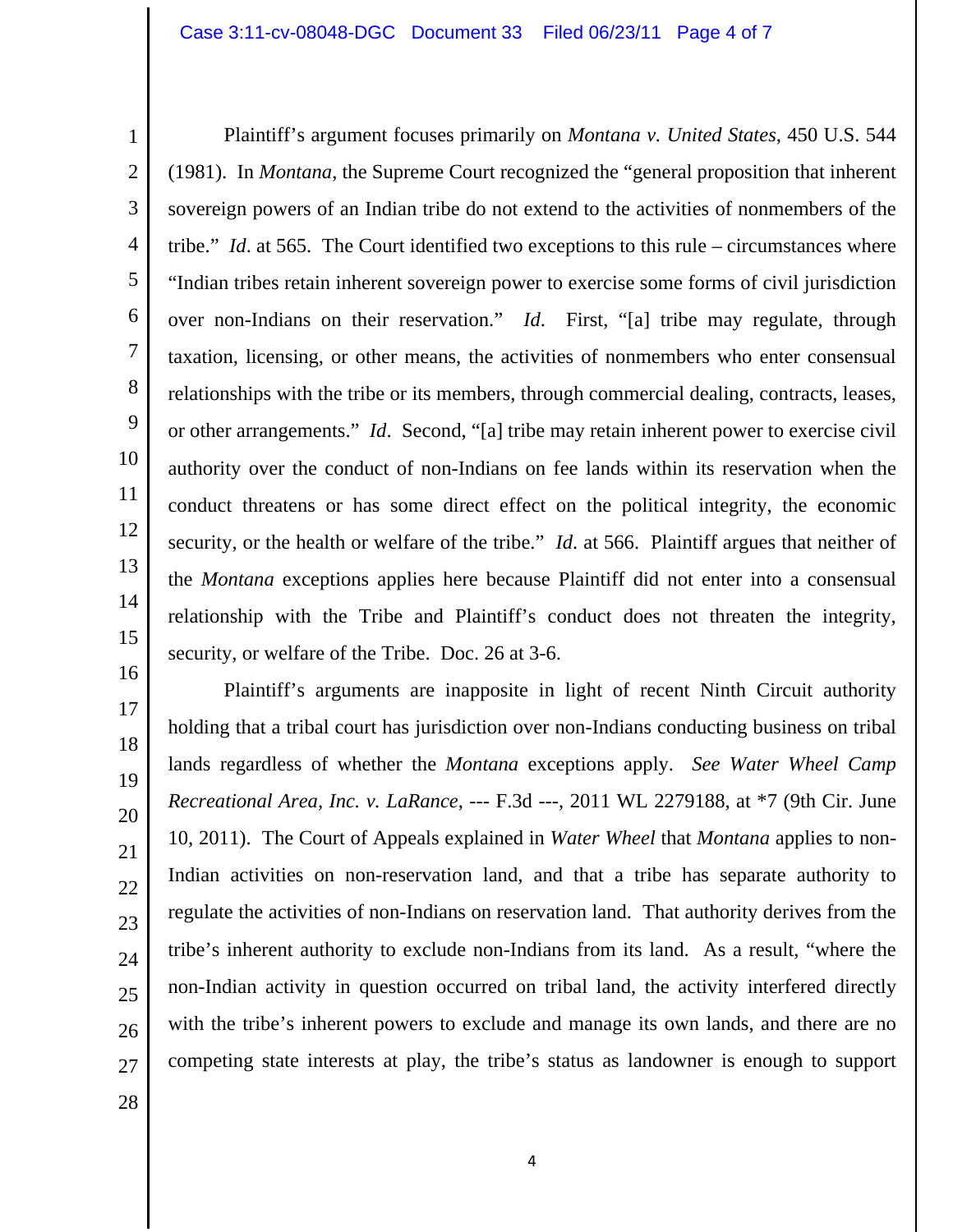Plaintiff's argument focuses primarily on *Montana v. United States*, 450 U.S. 544 (1981). In *Montana*, the Supreme Court recognized the "general proposition that inherent sovereign powers of an Indian tribe do not extend to the activities of nonmembers of the tribe." *Id*. at 565. The Court identified two exceptions to this rule – circumstances where "Indian tribes retain inherent sovereign power to exercise some forms of civil jurisdiction over non-Indians on their reservation." *Id*. First, "[a] tribe may regulate, through taxation, licensing, or other means, the activities of nonmembers who enter consensual relationships with the tribe or its members, through commercial dealing, contracts, leases, or other arrangements." *Id*. Second, "[a] tribe may retain inherent power to exercise civil authority over the conduct of non-Indians on fee lands within its reservation when the conduct threatens or has some direct effect on the political integrity, the economic security, or the health or welfare of the tribe." *Id*. at 566. Plaintiff argues that neither of the *Montana* exceptions applies here because Plaintiff did not enter into a consensual relationship with the Tribe and Plaintiff's conduct does not threaten the integrity, security, or welfare of the Tribe. Doc. 26 at 3-6.

Plaintiff's arguments are inapposite in light of recent Ninth Circuit authority holding that a tribal court has jurisdiction over non-Indians conducting business on tribal lands regardless of whether the *Montana* exceptions apply. *See Water Wheel Camp Recreational Area, Inc. v. LaRance*, --- F.3d ---, 2011 WL 2279188, at *7 (9th Cir. June 10, 2011). The Court of Appeals explained in *Water Wheel* that *Montana* applies to non-Indian activities on non-reservation land, and that a tribe has separate authority to regulate the activities of non-Indians on reservation land. That authority derives from the tribe's inherent authority to exclude non-Indians from its land. As a result, "where the non-Indian activity in question occurred on tribal land, the activity interfered directly with the tribe's inherent powers to exclude and manage its own lands, and there are no competing state interests at play, the tribe's status as landowner is enough to support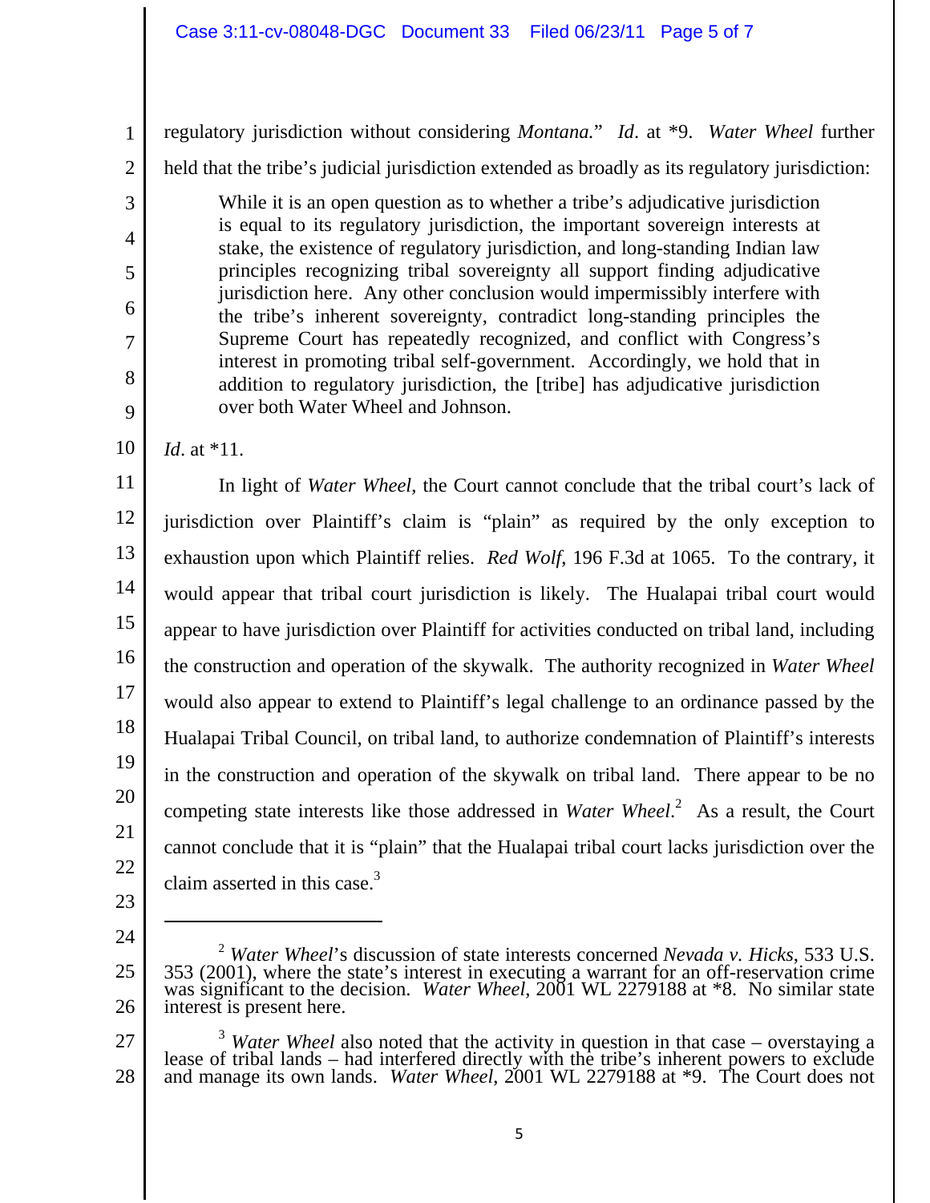regulatory jurisdiction without considering *Montana.*" *Id*. at *9. *Water Wheel* further held that the tribe's judicial jurisdiction extended as broadly as its regulatory jurisdiction:

> While it is an open question as to whether a tribe's adjudicative jurisdiction is equal to its regulatory jurisdiction, the important sovereign interests at stake, the existence of regulatory jurisdiction, and long-standing Indian law principles recognizing tribal sovereignty all support finding adjudicative jurisdiction here. Any other conclusion would impermissibly interfere with the tribe's inherent sovereignty, contradict long-standing principles the Supreme Court has repeatedly recognized, and conflict with Congress's interest in promoting tribal self-government. Accordingly, we hold that in addition to regulatory jurisdiction, the [tribe] has adjudicative jurisdiction over both Water Wheel and Johnson.

*Id*. at *11.

In light of *Water Wheel*, the Court cannot conclude that the tribal court's lack of jurisdiction over Plaintiff's claim is "plain" as required by the only exception to exhaustion upon which Plaintiff relies. *Red Wolf*, 196 F.3d at 1065. To the contrary, it would appear that tribal court jurisdiction is likely. The Hualapai tribal court would appear to have jurisdiction over Plaintiff for activities conducted on tribal land, including the construction and operation of the skywalk. The authority recognized in *Water Wheel* would also appear to extend to Plaintiff's legal challenge to an ordinance passed by the Hualapai Tribal Council, on tribal land, to authorize condemnation of Plaintiff's interests in the construction and operation of the skywalk on tribal land. There appear to be no competing state interests like those addressed in *Water Wheel*.[2] As a result, the Court cannot conclude that it is "plain" that the Hualapai tribal court lacks jurisdiction over the claim asserted in this case.[3]

---

[2] *Water Wheel*'s discussion of state interests concerned *Nevada v. Hicks*, 533 U.S. 353 (2001), where the state's interest in executing a warrant for an off-reservation crime was significant to the decision. *Water Wheel*, 2001 WL 2279188 at *8. No similar state interest is present here.

[3] *Water Wheel* also noted that the activity in question in that case – overstaying a lease of tribal lands – had interfered directly with the tribe's inherent powers to exclude and manage its own lands. *Water Wheel*, 2001 WL 2279188 at *9. The Court does not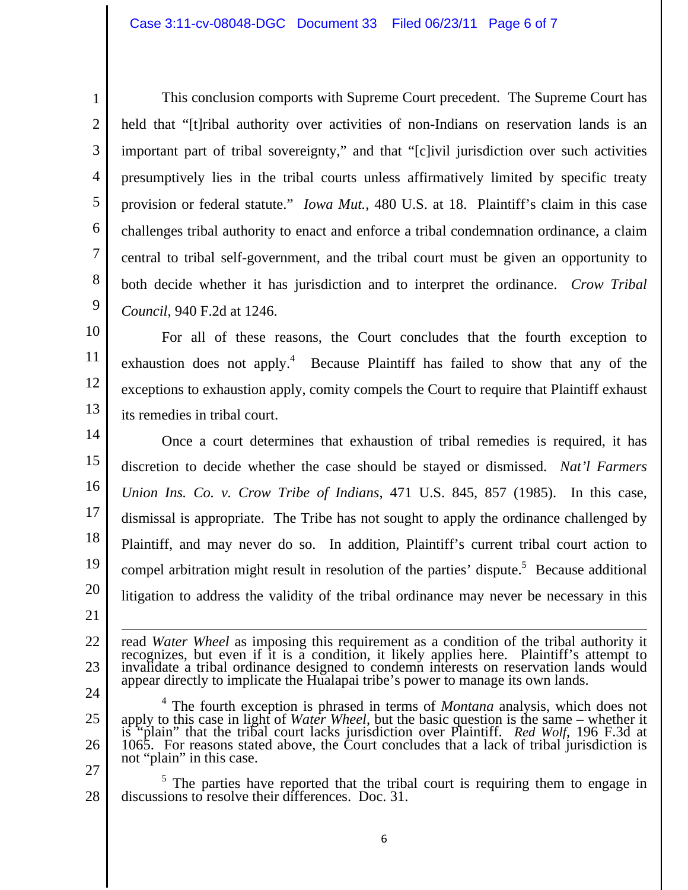This conclusion comports with Supreme Court precedent. The Supreme Court has held that "[t]ribal authority over activities of non-Indians on reservation lands is an important part of tribal sovereignty," and that "[c]ivil jurisdiction over such activities presumptively lies in the tribal courts unless affirmatively limited by specific treaty provision or federal statute." *Iowa Mut.*, 480 U.S. at 18. Plaintiff's claim in this case challenges tribal authority to enact and enforce a tribal condemnation ordinance, a claim central to tribal self-government, and the tribal court must be given an opportunity to both decide whether it has jurisdiction and to interpret the ordinance. *Crow Tribal Council*, 940 F.2d at 1246.

For all of these reasons, the Court concludes that the fourth exception to exhaustion does not apply.[4] Because Plaintiff has failed to show that any of the exceptions to exhaustion apply, comity compels the Court to require that Plaintiff exhaust its remedies in tribal court.

Once a court determines that exhaustion of tribal remedies is required, it has discretion to decide whether the case should be stayed or dismissed. *Nat'l Farmers Union Ins. Co. v. Crow Tribe of Indians*, 471 U.S. 845, 857 (1985). In this case, dismissal is appropriate. The Tribe has not sought to apply the ordinance challenged by Plaintiff, and may never do so. In addition, Plaintiff's current tribal court action to compel arbitration might result in resolution of the parties' dispute.[5] Because additional litigation to address the validity of the tribal ordinance may never be necessary in this

---

read *Water Wheel* as imposing this requirement as a condition of the tribal authority it recognizes, but even if it is a condition, it likely applies here. Plaintiff's attempt to invalidate a tribal ordinance designed to condemn interests on reservation lands would appear directly to implicate the Hualapai tribe's power to manage its own lands.

[4] The fourth exception is phrased in terms of *Montana* analysis, which does not apply to this case in light of *Water Wheel*, but the basic question is the same – whether it is "plain" that the tribal court lacks jurisdiction over Plaintiff. *Red Wolf*, 196 F.3d at 1065. For reasons stated above, the Court concludes that a lack of tribal jurisdiction is not "plain" in this case.

[5] The parties have reported that the tribal court is requiring them to engage in discussions to resolve their differences. Doc. 31.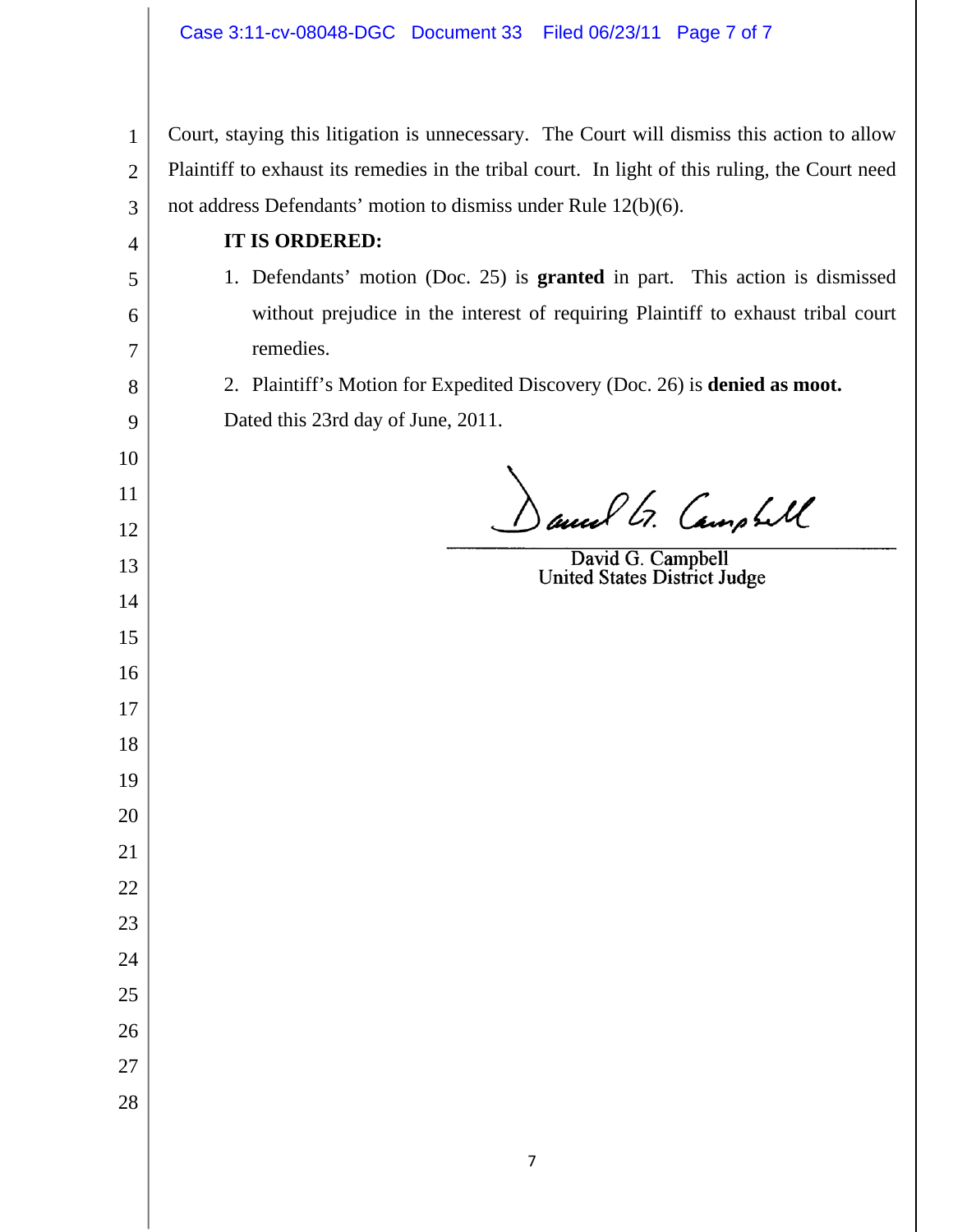Court, staying this litigation is unnecessary. The Court will dismiss this action to allow Plaintiff to exhaust its remedies in the tribal court. In light of this ruling, the Court need not address Defendants' motion to dismiss under Rule 12(b)(6).

**IT IS ORDERED:**

1. Defendants' motion (Doc. 25) is **granted** in part. This action is dismissed without prejudice in the interest of requiring Plaintiff to exhaust tribal court remedies.
2. Plaintiff's Motion for Expedited Discovery (Doc. 26) is **denied as moot.**

Dated this 23rd day of June, 2011.

David G. Campbell
United States District Judge